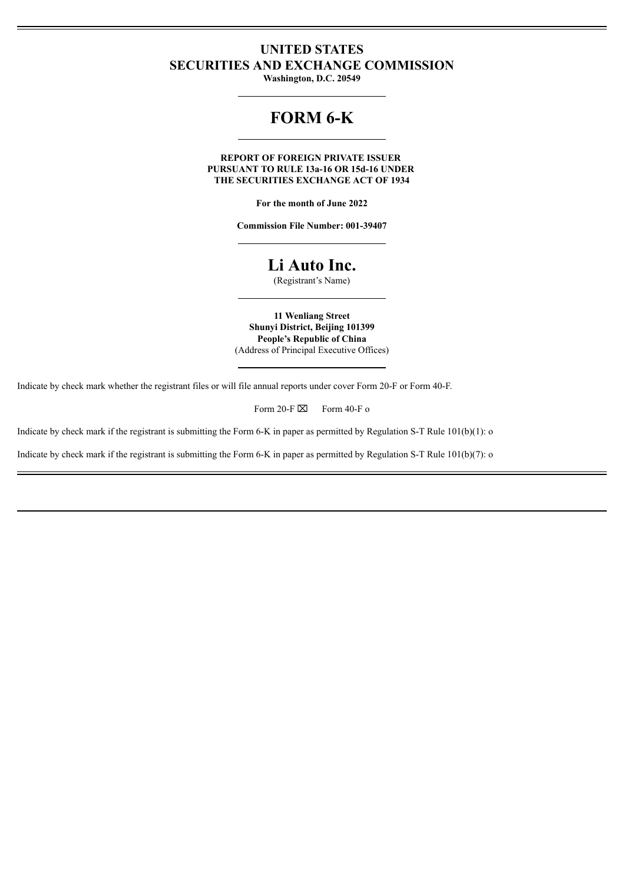# UNITED STATES
# SECURITIES AND EXCHANGE COMMISSION

**Washington, D.C. 20549**

# FORM 6-K

**REPORT OF FOREIGN PRIVATE ISSUER
PURSUANT TO RULE 13a-16 OR 15d-16 UNDER
THE SECURITIES EXCHANGE ACT OF 1934**

**For the month of June 2022**

**Commission File Number: 001-39407**

# Li Auto Inc.

(Registrant's Name)

**11 Wenliang Street
Shunyi District, Beijing 101399
People's Republic of China**
(Address of Principal Executive Offices)

Indicate by check mark whether the registrant files or will file annual reports under cover Form 20-F or Form 40-F.

Form 20-F ☒ Form 40-F o

Indicate by check mark if the registrant is submitting the Form 6-K in paper as permitted by Regulation S-T Rule 101(b)(1): o

Indicate by check mark if the registrant is submitting the Form 6-K in paper as permitted by Regulation S-T Rule 101(b)(7): o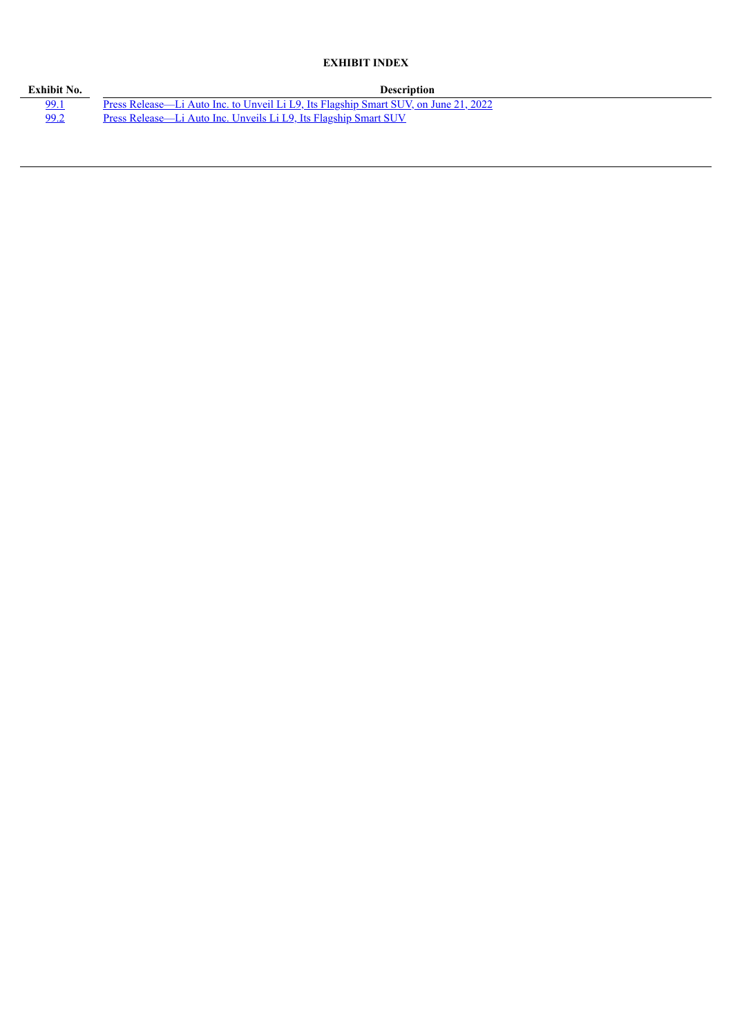## EXHIBIT INDEX

| Exhibit No. | Description |
|---|---|
| 99.1 | Press Release—Li Auto Inc. to Unveil Li L9, Its Flagship Smart SUV, on June 21, 2022 |
| 99.2 | Press Release—Li Auto Inc. Unveils Li L9, Its Flagship Smart SUV |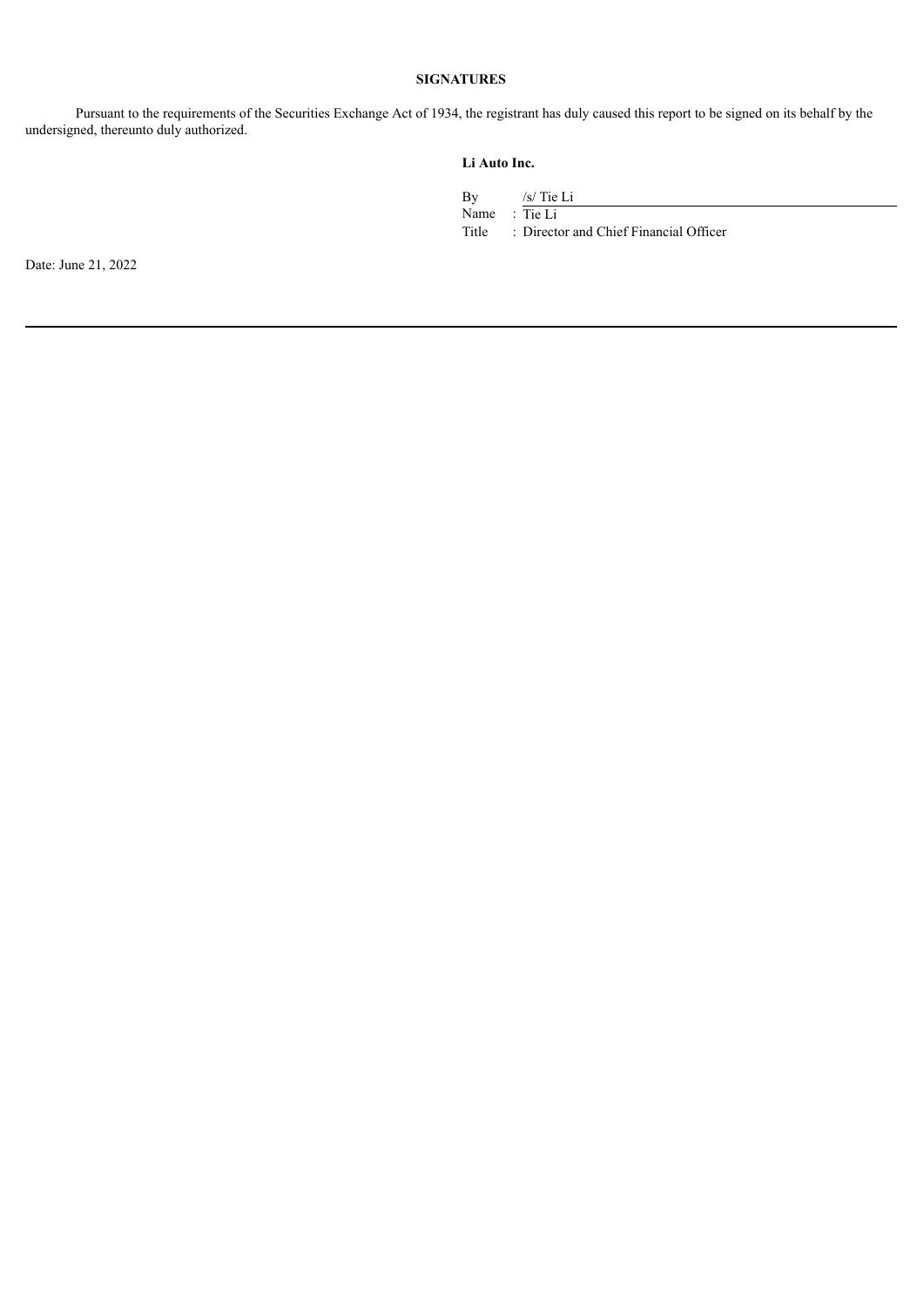**SIGNATURES**

Pursuant to the requirements of the Securities Exchange Act of 1934, the registrant has duly caused this report to be signed on its behalf by the undersigned, thereunto duly authorized.

**Li Auto Inc.**

By /s/ Tie Li

Name : Tie Li

Title : Director and Chief Financial Officer

Date: June 21, 2022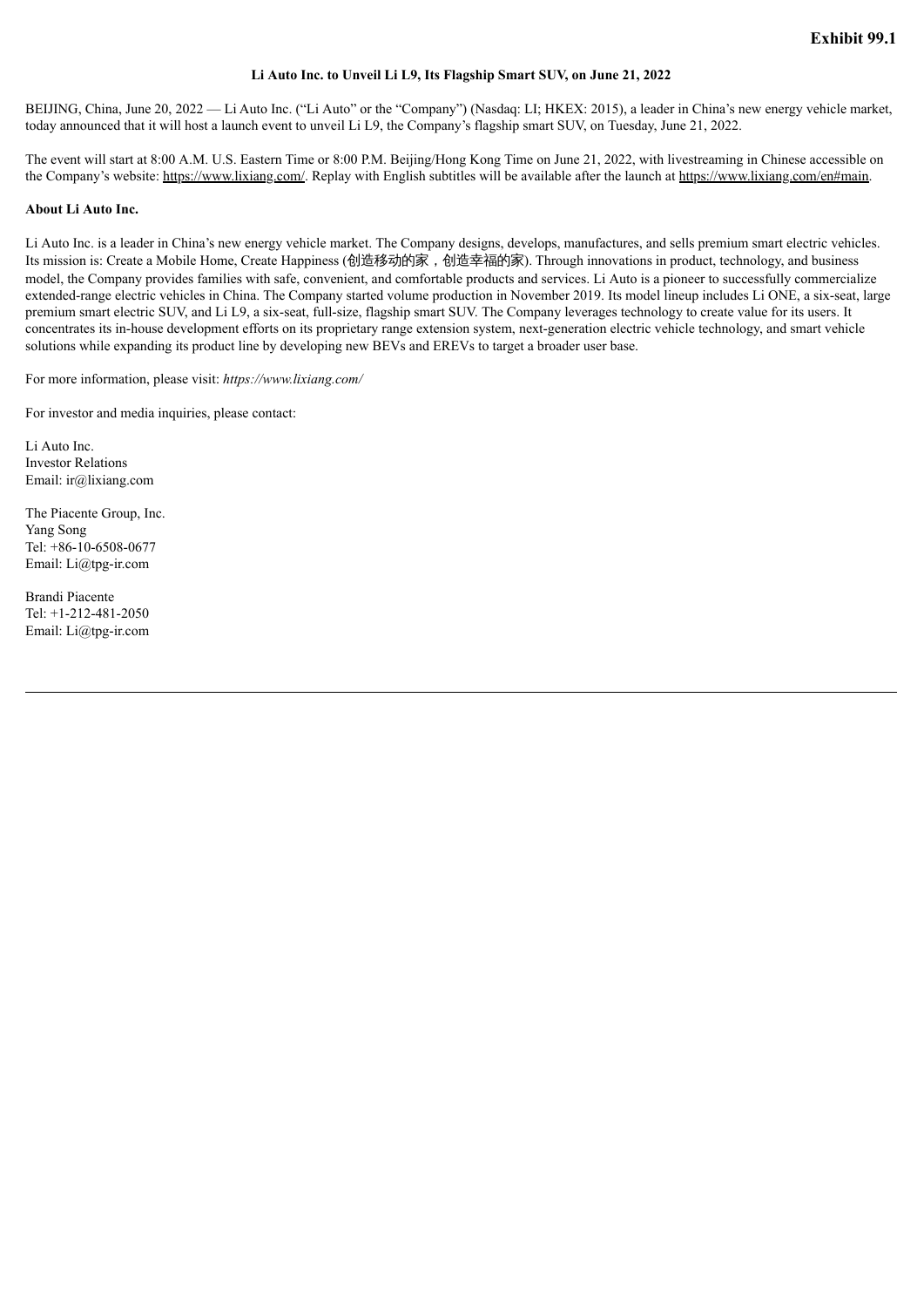**Exhibit 99.1**

**Li Auto Inc. to Unveil Li L9, Its Flagship Smart SUV, on June 21, 2022**

BEIJING, China, June 20, 2022 — Li Auto Inc. ("Li Auto" or the "Company") (Nasdaq: LI; HKEX: 2015), a leader in China's new energy vehicle market, today announced that it will host a launch event to unveil Li L9, the Company's flagship smart SUV, on Tuesday, June 21, 2022.

The event will start at 8:00 A.M. U.S. Eastern Time or 8:00 P.M. Beijing/Hong Kong Time on June 21, 2022, with livestreaming in Chinese accessible on the Company's website: https://www.lixiang.com/. Replay with English subtitles will be available after the launch at https://www.lixiang.com/en#main.

**About Li Auto Inc.**

Li Auto Inc. is a leader in China's new energy vehicle market. The Company designs, develops, manufactures, and sells premium smart electric vehicles. Its mission is: Create a Mobile Home, Create Happiness (创造移动的家，创造幸福的家). Through innovations in product, technology, and business model, the Company provides families with safe, convenient, and comfortable products and services. Li Auto is a pioneer to successfully commercialize extended-range electric vehicles in China. The Company started volume production in November 2019. Its model lineup includes Li ONE, a six-seat, large premium smart electric SUV, and Li L9, a six-seat, full-size, flagship smart SUV. The Company leverages technology to create value for its users. It concentrates its in-house development efforts on its proprietary range extension system, next-generation electric vehicle technology, and smart vehicle solutions while expanding its product line by developing new BEVs and EREVs to target a broader user base.

For more information, please visit: *https://www.lixiang.com/*

For investor and media inquiries, please contact:

Li Auto Inc.
Investor Relations
Email: ir@lixiang.com

The Piacente Group, Inc.
Yang Song
Tel: +86-10-6508-0677
Email: Li@tpg-ir.com

Brandi Piacente
Tel: +1-212-481-2050
Email: Li@tpg-ir.com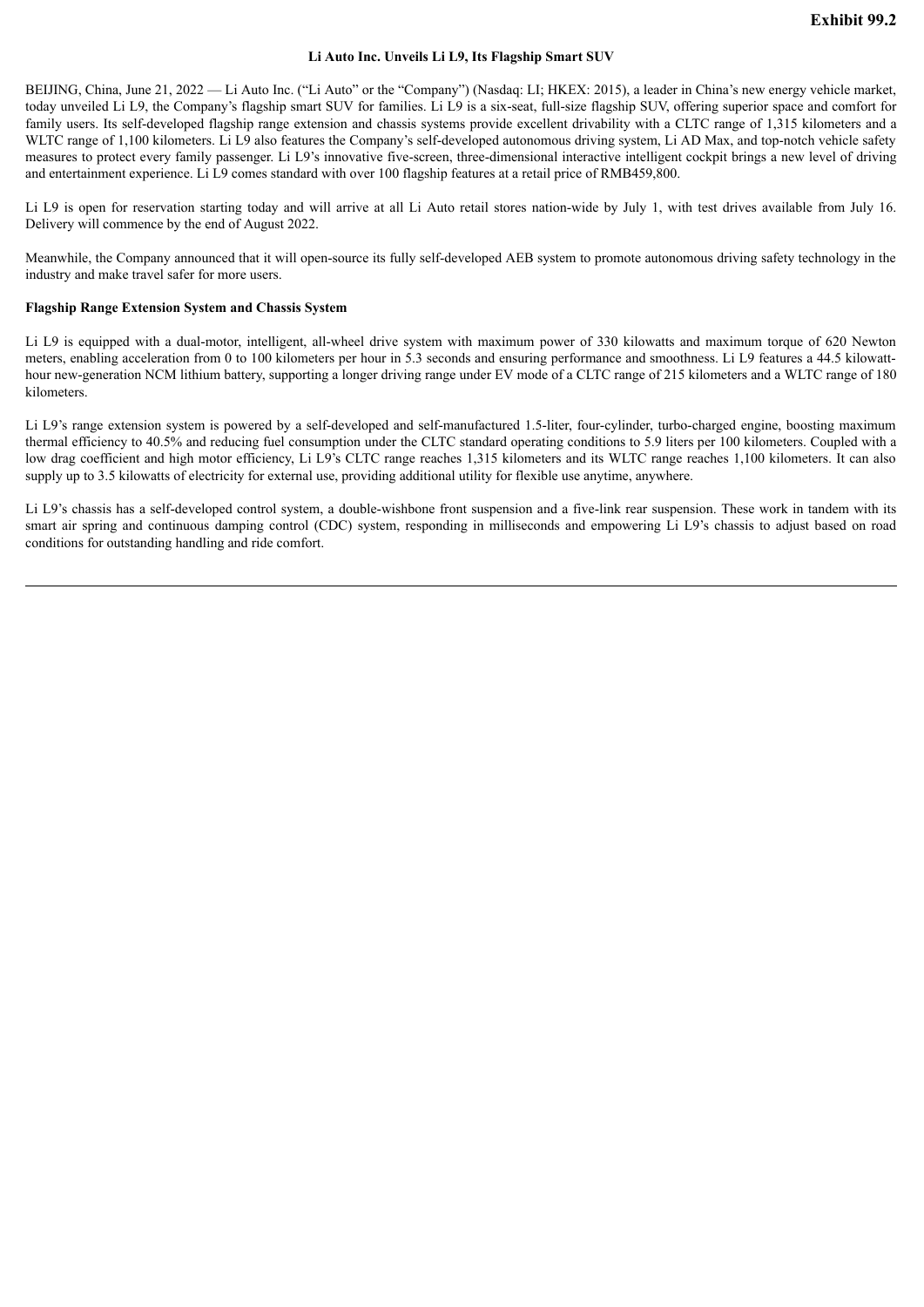**Exhibit 99.2**

# Li Auto Inc. Unveils Li L9, Its Flagship Smart SUV

BEIJING, China, June 21, 2022 — Li Auto Inc. ("Li Auto" or the "Company") (Nasdaq: LI; HKEX: 2015), a leader in China's new energy vehicle market, today unveiled Li L9, the Company's flagship smart SUV for families. Li L9 is a six-seat, full-size flagship SUV, offering superior space and comfort for family users. Its self-developed flagship range extension and chassis systems provide excellent drivability with a CLTC range of 1,315 kilometers and a WLTC range of 1,100 kilometers. Li L9 also features the Company's self-developed autonomous driving system, Li AD Max, and top-notch vehicle safety measures to protect every family passenger. Li L9's innovative five-screen, three-dimensional interactive intelligent cockpit brings a new level of driving and entertainment experience. Li L9 comes standard with over 100 flagship features at a retail price of RMB459,800.

Li L9 is open for reservation starting today and will arrive at all Li Auto retail stores nation-wide by July 1, with test drives available from July 16. Delivery will commence by the end of August 2022.

Meanwhile, the Company announced that it will open-source its fully self-developed AEB system to promote autonomous driving safety technology in the industry and make travel safer for more users.

**Flagship Range Extension System and Chassis System**

Li L9 is equipped with a dual-motor, intelligent, all-wheel drive system with maximum power of 330 kilowatts and maximum torque of 620 Newton meters, enabling acceleration from 0 to 100 kilometers per hour in 5.3 seconds and ensuring performance and smoothness. Li L9 features a 44.5 kilowatt-hour new-generation NCM lithium battery, supporting a longer driving range under EV mode of a CLTC range of 215 kilometers and a WLTC range of 180 kilometers.

Li L9's range extension system is powered by a self-developed and self-manufactured 1.5-liter, four-cylinder, turbo-charged engine, boosting maximum thermal efficiency to 40.5% and reducing fuel consumption under the CLTC standard operating conditions to 5.9 liters per 100 kilometers. Coupled with a low drag coefficient and high motor efficiency, Li L9's CLTC range reaches 1,315 kilometers and its WLTC range reaches 1,100 kilometers. It can also supply up to 3.5 kilowatts of electricity for external use, providing additional utility for flexible use anytime, anywhere.

Li L9's chassis has a self-developed control system, a double-wishbone front suspension and a five-link rear suspension. These work in tandem with its smart air spring and continuous damping control (CDC) system, responding in milliseconds and empowering Li L9's chassis to adjust based on road conditions for outstanding handling and ride comfort.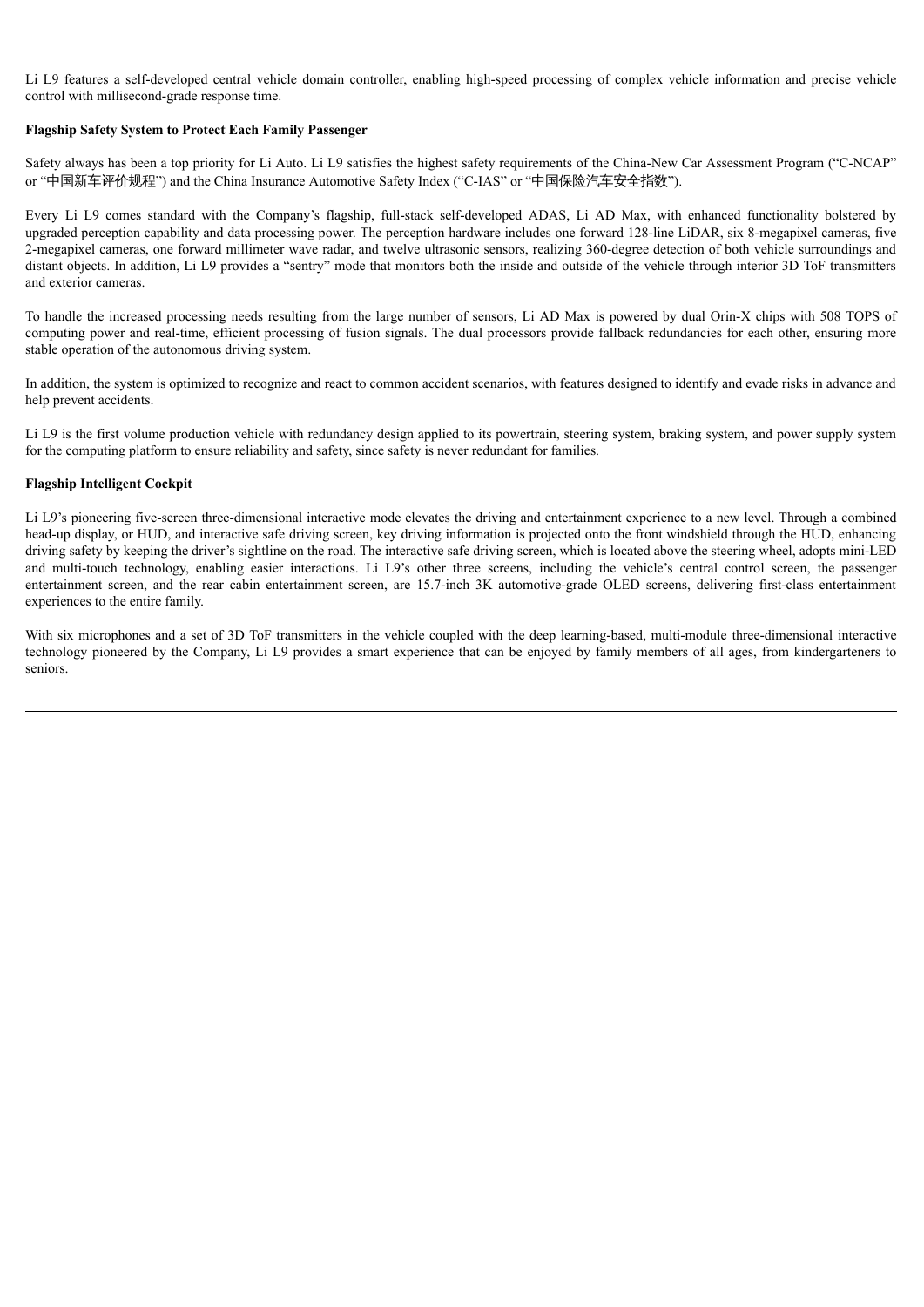Li L9 features a self-developed central vehicle domain controller, enabling high-speed processing of complex vehicle information and precise vehicle control with millisecond-grade response time.

**Flagship Safety System to Protect Each Family Passenger**

Safety always has been a top priority for Li Auto. Li L9 satisfies the highest safety requirements of the China-New Car Assessment Program ("C-NCAP" or "中国新车评价规程") and the China Insurance Automotive Safety Index ("C-IAS" or "中国保险汽车安全指数").

Every Li L9 comes standard with the Company's flagship, full-stack self-developed ADAS, Li AD Max, with enhanced functionality bolstered by upgraded perception capability and data processing power. The perception hardware includes one forward 128-line LiDAR, six 8-megapixel cameras, five 2-megapixel cameras, one forward millimeter wave radar, and twelve ultrasonic sensors, realizing 360-degree detection of both vehicle surroundings and distant objects. In addition, Li L9 provides a "sentry" mode that monitors both the inside and outside of the vehicle through interior 3D ToF transmitters and exterior cameras.

To handle the increased processing needs resulting from the large number of sensors, Li AD Max is powered by dual Orin-X chips with 508 TOPS of computing power and real-time, efficient processing of fusion signals. The dual processors provide fallback redundancies for each other, ensuring more stable operation of the autonomous driving system.

In addition, the system is optimized to recognize and react to common accident scenarios, with features designed to identify and evade risks in advance and help prevent accidents.

Li L9 is the first volume production vehicle with redundancy design applied to its powertrain, steering system, braking system, and power supply system for the computing platform to ensure reliability and safety, since safety is never redundant for families.

**Flagship Intelligent Cockpit**

Li L9's pioneering five-screen three-dimensional interactive mode elevates the driving and entertainment experience to a new level. Through a combined head-up display, or HUD, and interactive safe driving screen, key driving information is projected onto the front windshield through the HUD, enhancing driving safety by keeping the driver's sightline on the road. The interactive safe driving screen, which is located above the steering wheel, adopts mini-LED and multi-touch technology, enabling easier interactions. Li L9's other three screens, including the vehicle's central control screen, the passenger entertainment screen, and the rear cabin entertainment screen, are 15.7-inch 3K automotive-grade OLED screens, delivering first-class entertainment experiences to the entire family.

With six microphones and a set of 3D ToF transmitters in the vehicle coupled with the deep learning-based, multi-module three-dimensional interactive technology pioneered by the Company, Li L9 provides a smart experience that can be enjoyed by family members of all ages, from kindergarteners to seniors.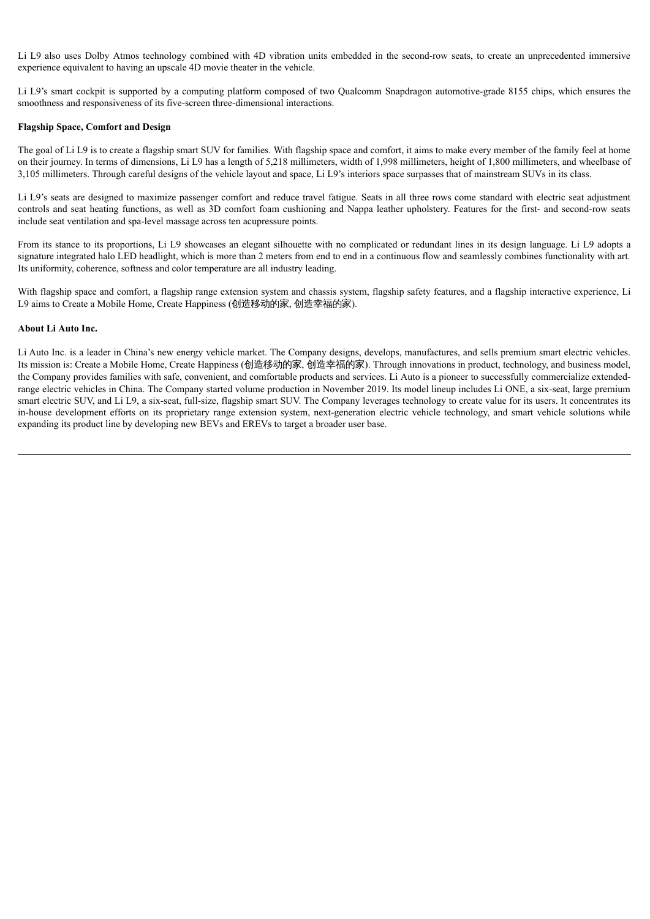Li L9 also uses Dolby Atmos technology combined with 4D vibration units embedded in the second-row seats, to create an unprecedented immersive experience equivalent to having an upscale 4D movie theater in the vehicle.

Li L9's smart cockpit is supported by a computing platform composed of two Qualcomm Snapdragon automotive-grade 8155 chips, which ensures the smoothness and responsiveness of its five-screen three-dimensional interactions.

**Flagship Space, Comfort and Design**

The goal of Li L9 is to create a flagship smart SUV for families. With flagship space and comfort, it aims to make every member of the family feel at home on their journey. In terms of dimensions, Li L9 has a length of 5,218 millimeters, width of 1,998 millimeters, height of 1,800 millimeters, and wheelbase of 3,105 millimeters. Through careful designs of the vehicle layout and space, Li L9's interiors space surpasses that of mainstream SUVs in its class.

Li L9's seats are designed to maximize passenger comfort and reduce travel fatigue. Seats in all three rows come standard with electric seat adjustment controls and seat heating functions, as well as 3D comfort foam cushioning and Nappa leather upholstery. Features for the first- and second-row seats include seat ventilation and spa-level massage across ten acupressure points.

From its stance to its proportions, Li L9 showcases an elegant silhouette with no complicated or redundant lines in its design language. Li L9 adopts a signature integrated halo LED headlight, which is more than 2 meters from end to end in a continuous flow and seamlessly combines functionality with art. Its uniformity, coherence, softness and color temperature are all industry leading.

With flagship space and comfort, a flagship range extension system and chassis system, flagship safety features, and a flagship interactive experience, Li L9 aims to Create a Mobile Home, Create Happiness (创造移动的家, 创造幸福的家).

**About Li Auto Inc.**

Li Auto Inc. is a leader in China's new energy vehicle market. The Company designs, develops, manufactures, and sells premium smart electric vehicles. Its mission is: Create a Mobile Home, Create Happiness (创造移动的家, 创造幸福的家). Through innovations in product, technology, and business model, the Company provides families with safe, convenient, and comfortable products and services. Li Auto is a pioneer to successfully commercialize extended-range electric vehicles in China. The Company started volume production in November 2019. Its model lineup includes Li ONE, a six-seat, large premium smart electric SUV, and Li L9, a six-seat, full-size, flagship smart SUV. The Company leverages technology to create value for its users. It concentrates its in-house development efforts on its proprietary range extension system, next-generation electric vehicle technology, and smart vehicle solutions while expanding its product line by developing new BEVs and EREVs to target a broader user base.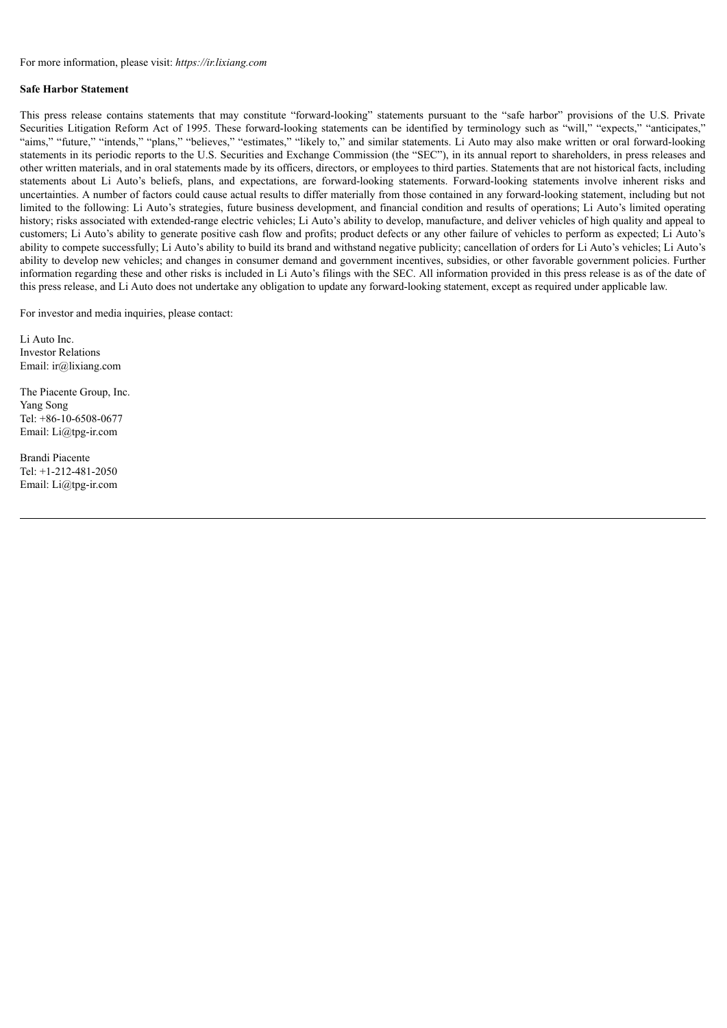For more information, please visit: *https://ir.lixiang.com*

**Safe Harbor Statement**

This press release contains statements that may constitute "forward-looking" statements pursuant to the "safe harbor" provisions of the U.S. Private Securities Litigation Reform Act of 1995. These forward-looking statements can be identified by terminology such as "will," "expects," "anticipates," "aims," "future," "intends," "plans," "believes," "estimates," "likely to," and similar statements. Li Auto may also make written or oral forward-looking statements in its periodic reports to the U.S. Securities and Exchange Commission (the "SEC"), in its annual report to shareholders, in press releases and other written materials, and in oral statements made by its officers, directors, or employees to third parties. Statements that are not historical facts, including statements about Li Auto's beliefs, plans, and expectations, are forward-looking statements. Forward-looking statements involve inherent risks and uncertainties. A number of factors could cause actual results to differ materially from those contained in any forward-looking statement, including but not limited to the following: Li Auto's strategies, future business development, and financial condition and results of operations; Li Auto's limited operating history; risks associated with extended-range electric vehicles; Li Auto's ability to develop, manufacture, and deliver vehicles of high quality and appeal to customers; Li Auto's ability to generate positive cash flow and profits; product defects or any other failure of vehicles to perform as expected; Li Auto's ability to compete successfully; Li Auto's ability to build its brand and withstand negative publicity; cancellation of orders for Li Auto's vehicles; Li Auto's ability to develop new vehicles; and changes in consumer demand and government incentives, subsidies, or other favorable government policies. Further information regarding these and other risks is included in Li Auto's filings with the SEC. All information provided in this press release is as of the date of this press release, and Li Auto does not undertake any obligation to update any forward-looking statement, except as required under applicable law.

For investor and media inquiries, please contact:

Li Auto Inc.
Investor Relations
Email: ir@lixiang.com

The Piacente Group, Inc.
Yang Song
Tel: +86-10-6508-0677
Email: Li@tpg-ir.com

Brandi Piacente
Tel: +1-212-481-2050
Email: Li@tpg-ir.com